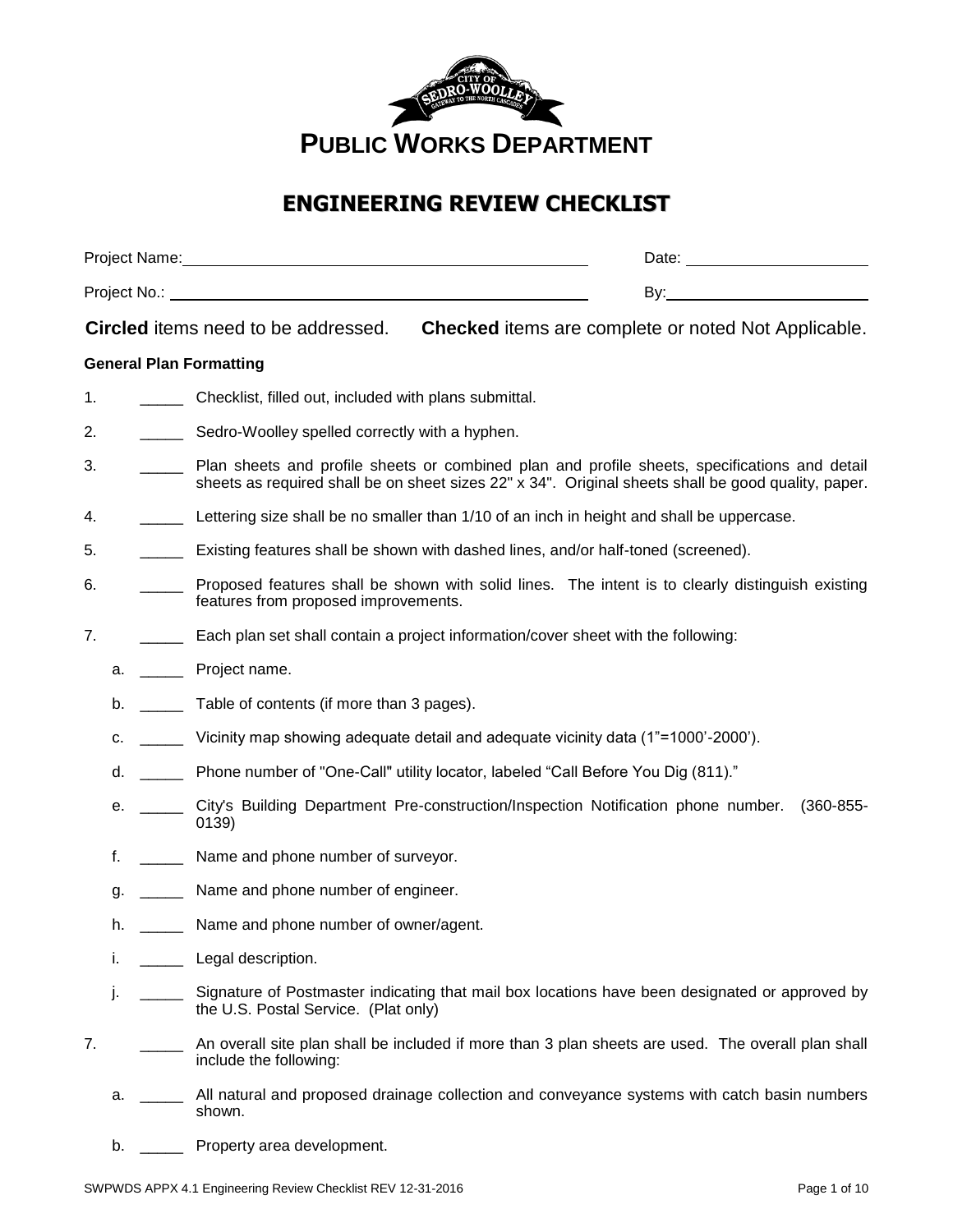# PUBLIC WORKS DEPARTMENT

## ENGINEERING REVIEW CHECKLIST

Project Name: ______________________________ Date: ______________

Project No.: ______________________________ By: ______________

**Circled** items need to be addressed. **Checked** items are complete or noted Not Applicable.

### General Plan Formatting

1. _____ Checklist, filled out, included with plans submittal.
2. _____ Sedro-Woolley spelled correctly with a hyphen.
3. _____ Plan sheets and profile sheets or combined plan and profile sheets, specifications and detail sheets as required shall be on sheet sizes 22" x 34". Original sheets shall be good quality, paper.
4. _____ Lettering size shall be no smaller than 1/10 of an inch in height and shall be uppercase.
5. _____ Existing features shall be shown with dashed lines, and/or half-toned (screened).
6. _____ Proposed features shall be shown with solid lines. The intent is to clearly distinguish existing features from proposed improvements.
7. _____ Each plan set shall contain a project information/cover sheet with the following:
   - a. _____ Project name.
   - b. _____ Table of contents (if more than 3 pages).
   - c. _____ Vicinity map showing adequate detail and adequate vicinity data (1"=1000'-2000').
   - d. _____ Phone number of "One-Call" utility locator, labeled "Call Before You Dig (811)."
   - e. _____ City's Building Department Pre-construction/Inspection Notification phone number. (360-855-0139)
   - f. _____ Name and phone number of surveyor.
   - g. _____ Name and phone number of engineer.
   - h. _____ Name and phone number of owner/agent.
   - i. _____ Legal description.
   - j. _____ Signature of Postmaster indicating that mail box locations have been designated or approved by the U.S. Postal Service. (Plat only)

7. _____ An overall site plan shall be included if more than 3 plan sheets are used. The overall plan shall include the following:
   - a. _____ All natural and proposed drainage collection and conveyance systems with catch basin numbers shown.
   - b. _____ Property area development.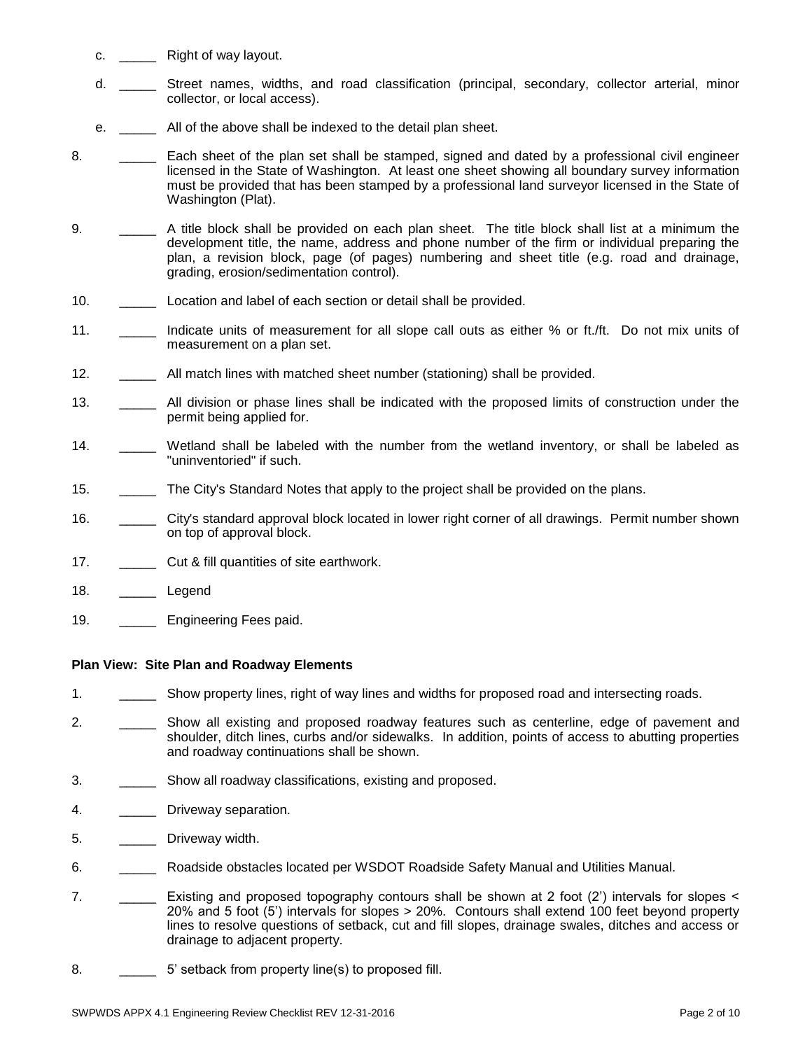c. _____ Right of way layout.

d. _____ Street names, widths, and road classification (principal, secondary, collector arterial, minor collector, or local access).

e. _____ All of the above shall be indexed to the detail plan sheet.

8. _____ Each sheet of the plan set shall be stamped, signed and dated by a professional civil engineer licensed in the State of Washington. At least one sheet showing all boundary survey information must be provided that has been stamped by a professional land surveyor licensed in the State of Washington (Plat).

9. _____ A title block shall be provided on each plan sheet. The title block shall list at a minimum the development title, the name, address and phone number of the firm or individual preparing the plan, a revision block, page (of pages) numbering and sheet title (e.g. road and drainage, grading, erosion/sedimentation control).

10. _____ Location and label of each section or detail shall be provided.

11. _____ Indicate units of measurement for all slope call outs as either % or ft./ft. Do not mix units of measurement on a plan set.

12. _____ All match lines with matched sheet number (stationing) shall be provided.

13. _____ All division or phase lines shall be indicated with the proposed limits of construction under the permit being applied for.

14. _____ Wetland shall be labeled with the number from the wetland inventory, or shall be labeled as "uninventoried" if such.

15. _____ The City's Standard Notes that apply to the project shall be provided on the plans.

16. _____ City's standard approval block located in lower right corner of all drawings. Permit number shown on top of approval block.

17. _____ Cut & fill quantities of site earthwork.

18. _____ Legend

19. _____ Engineering Fees paid.

**Plan View: Site Plan and Roadway Elements**

1. _____ Show property lines, right of way lines and widths for proposed road and intersecting roads.

2. _____ Show all existing and proposed roadway features such as centerline, edge of pavement and shoulder, ditch lines, curbs and/or sidewalks. In addition, points of access to abutting properties and roadway continuations shall be shown.

3. _____ Show all roadway classifications, existing and proposed.

4. _____ Driveway separation.

5. _____ Driveway width.

6. _____ Roadside obstacles located per WSDOT Roadside Safety Manual and Utilities Manual.

7. _____ Existing and proposed topography contours shall be shown at 2 foot (2') intervals for slopes < 20% and 5 foot (5') intervals for slopes > 20%. Contours shall extend 100 feet beyond property lines to resolve questions of setback, cut and fill slopes, drainage swales, ditches and access or drainage to adjacent property.

8. _____ 5' setback from property line(s) to proposed fill.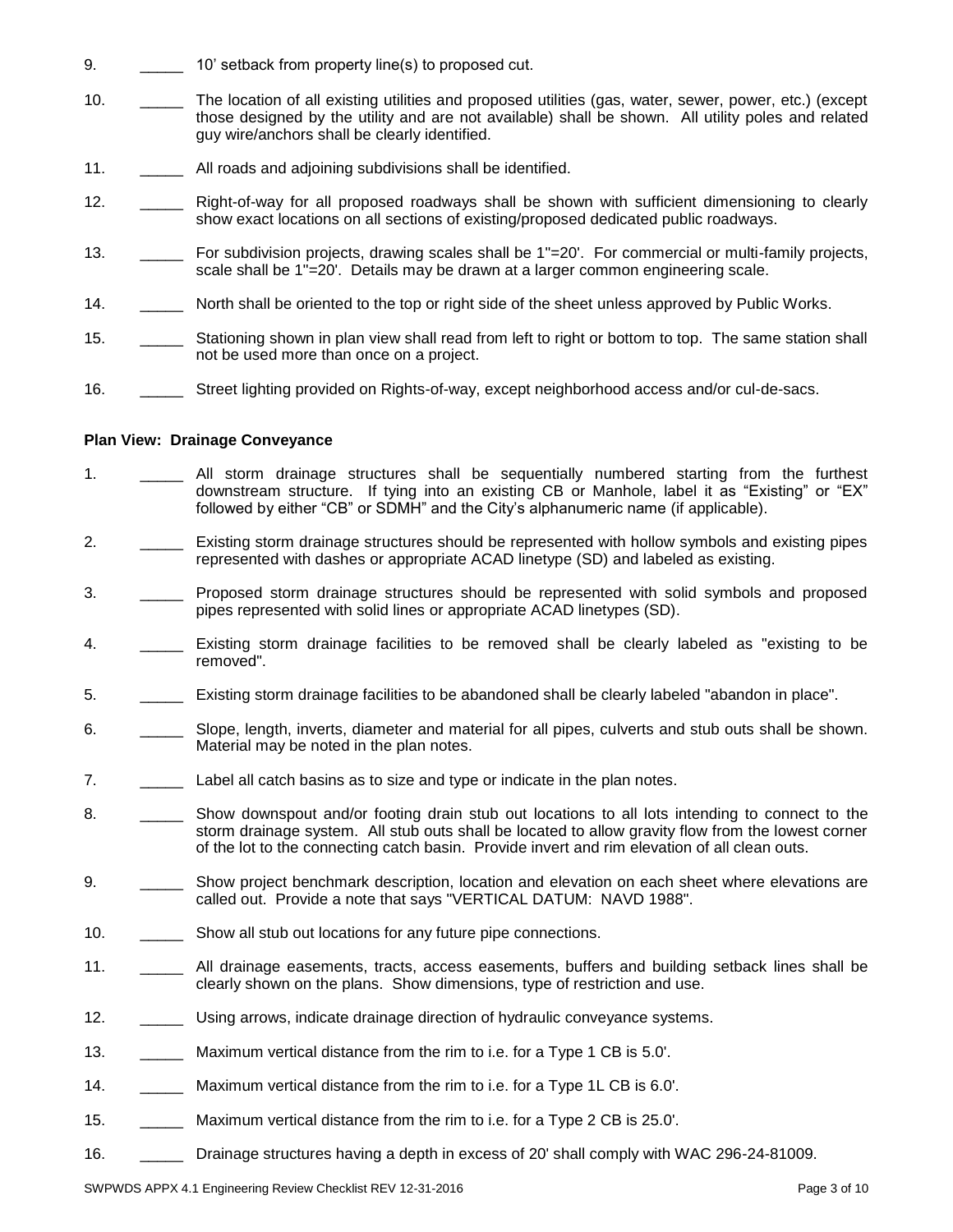9. _____ 10' setback from property line(s) to proposed cut.

10. _____ The location of all existing utilities and proposed utilities (gas, water, sewer, power, etc.) (except those designed by the utility and are not available) shall be shown. All utility poles and related guy wire/anchors shall be clearly identified.

11. _____ All roads and adjoining subdivisions shall be identified.

12. _____ Right-of-way for all proposed roadways shall be shown with sufficient dimensioning to clearly show exact locations on all sections of existing/proposed dedicated public roadways.

13. _____ For subdivision projects, drawing scales shall be 1"=20'. For commercial or multi-family projects, scale shall be 1"=20'. Details may be drawn at a larger common engineering scale.

14. _____ North shall be oriented to the top or right side of the sheet unless approved by Public Works.

15. _____ Stationing shown in plan view shall read from left to right or bottom to top. The same station shall not be used more than once on a project.

16. _____ Street lighting provided on Rights-of-way, except neighborhood access and/or cul-de-sacs.

**Plan View: Drainage Conveyance**

1. _____ All storm drainage structures shall be sequentially numbered starting from the furthest downstream structure. If tying into an existing CB or Manhole, label it as "Existing" or "EX" followed by either "CB" or SDMH" and the City's alphanumeric name (if applicable).

2. _____ Existing storm drainage structures should be represented with hollow symbols and existing pipes represented with dashes or appropriate ACAD linetype (SD) and labeled as existing.

3. _____ Proposed storm drainage structures should be represented with solid symbols and proposed pipes represented with solid lines or appropriate ACAD linetypes (SD).

4. _____ Existing storm drainage facilities to be removed shall be clearly labeled as "existing to be removed".

5. _____ Existing storm drainage facilities to be abandoned shall be clearly labeled "abandon in place".

6. _____ Slope, length, inverts, diameter and material for all pipes, culverts and stub outs shall be shown. Material may be noted in the plan notes.

7. _____ Label all catch basins as to size and type or indicate in the plan notes.

8. _____ Show downspout and/or footing drain stub out locations to all lots intending to connect to the storm drainage system. All stub outs shall be located to allow gravity flow from the lowest corner of the lot to the connecting catch basin. Provide invert and rim elevation of all clean outs.

9. _____ Show project benchmark description, location and elevation on each sheet where elevations are called out. Provide a note that says "VERTICAL DATUM: NAVD 1988".

10. _____ Show all stub out locations for any future pipe connections.

11. _____ All drainage easements, tracts, access easements, buffers and building setback lines shall be clearly shown on the plans. Show dimensions, type of restriction and use.

12. _____ Using arrows, indicate drainage direction of hydraulic conveyance systems.

13. _____ Maximum vertical distance from the rim to i.e. for a Type 1 CB is 5.0'.

14. _____ Maximum vertical distance from the rim to i.e. for a Type 1L CB is 6.0'.

15. _____ Maximum vertical distance from the rim to i.e. for a Type 2 CB is 25.0'.

16. _____ Drainage structures having a depth in excess of 20' shall comply with WAC 296-24-81009.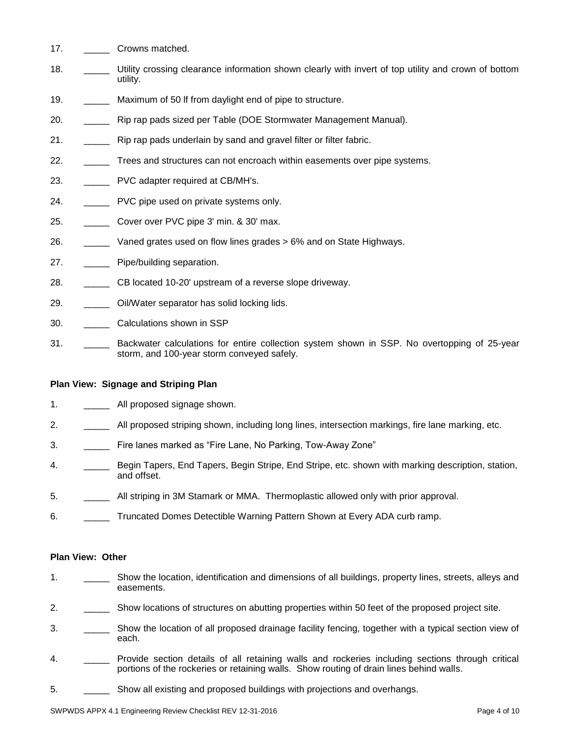17. _____ Crowns matched.

18. _____ Utility crossing clearance information shown clearly with invert of top utility and crown of bottom utility.

19. _____ Maximum of 50 lf from daylight end of pipe to structure.

20. _____ Rip rap pads sized per Table (DOE Stormwater Management Manual).

21. _____ Rip rap pads underlain by sand and gravel filter or filter fabric.

22. _____ Trees and structures can not encroach within easements over pipe systems.

23. _____ PVC adapter required at CB/MH's.

24. _____ PVC pipe used on private systems only.

25. _____ Cover over PVC pipe 3' min. & 30' max.

26. _____ Vaned grates used on flow lines grades > 6% and on State Highways.

27. _____ Pipe/building separation.

28. _____ CB located 10-20' upstream of a reverse slope driveway.

29. _____ Oil/Water separator has solid locking lids.

30. _____ Calculations shown in SSP

31. _____ Backwater calculations for entire collection system shown in SSP. No overtopping of 25-year storm, and 100-year storm conveyed safely.

**Plan View: Signage and Striping Plan**

1. _____ All proposed signage shown.

2. _____ All proposed striping shown, including long lines, intersection markings, fire lane marking, etc.

3. _____ Fire lanes marked as "Fire Lane, No Parking, Tow-Away Zone"

4. _____ Begin Tapers, End Tapers, Begin Stripe, End Stripe, etc. shown with marking description, station, and offset.

5. _____ All striping in 3M Stamark or MMA. Thermoplastic allowed only with prior approval.

6. _____ Truncated Domes Detectible Warning Pattern Shown at Every ADA curb ramp.

**Plan View: Other**

1. _____ Show the location, identification and dimensions of all buildings, property lines, streets, alleys and easements.

2. _____ Show locations of structures on abutting properties within 50 feet of the proposed project site.

3. _____ Show the location of all proposed drainage facility fencing, together with a typical section view of each.

4. _____ Provide section details of all retaining walls and rockeries including sections through critical portions of the rockeries or retaining walls. Show routing of drain lines behind walls.

5. _____ Show all existing and proposed buildings with projections and overhangs.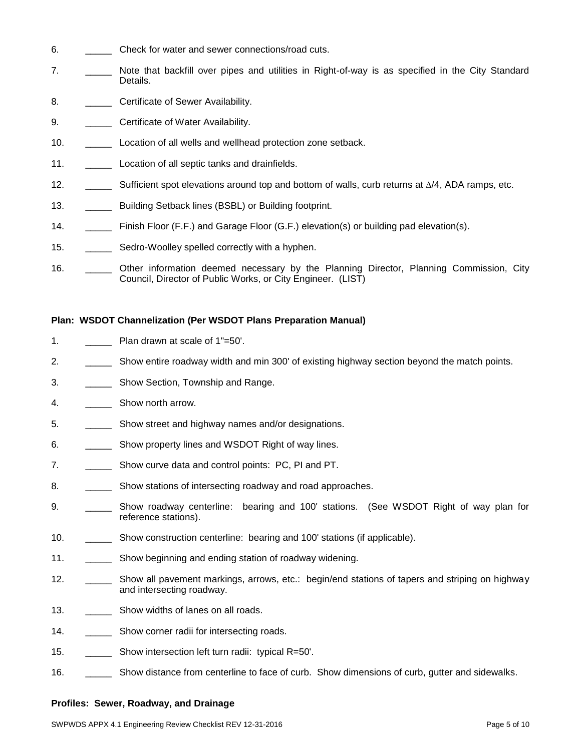6. _____ Check for water and sewer connections/road cuts.

7. _____ Note that backfill over pipes and utilities in Right-of-way is as specified in the City Standard Details.

8. _____ Certificate of Sewer Availability.

9. _____ Certificate of Water Availability.

10. _____ Location of all wells and wellhead protection zone setback.

11. _____ Location of all septic tanks and drainfields.

12. _____ Sufficient spot elevations around top and bottom of walls, curb returns at $\Delta/4$, ADA ramps, etc.

13. _____ Building Setback lines (BSBL) or Building footprint.

14. _____ Finish Floor (F.F.) and Garage Floor (G.F.) elevation(s) or building pad elevation(s).

15. _____ Sedro-Woolley spelled correctly with a hyphen.

16. _____ Other information deemed necessary by the Planning Director, Planning Commission, City Council, Director of Public Works, or City Engineer. (LIST)

**Plan: WSDOT Channelization (Per WSDOT Plans Preparation Manual)**

1. _____ Plan drawn at scale of 1"=50'.

2. _____ Show entire roadway width and min 300' of existing highway section beyond the match points.

3. _____ Show Section, Township and Range.

4. _____ Show north arrow.

5. _____ Show street and highway names and/or designations.

6. _____ Show property lines and WSDOT Right of way lines.

7. _____ Show curve data and control points: PC, PI and PT.

8. _____ Show stations of intersecting roadway and road approaches.

9. _____ Show roadway centerline: bearing and 100' stations. (See WSDOT Right of way plan for reference stations).

10. _____ Show construction centerline: bearing and 100' stations (if applicable).

11. _____ Show beginning and ending station of roadway widening.

12. _____ Show all pavement markings, arrows, etc.: begin/end stations of tapers and striping on highway and intersecting roadway.

13. _____ Show widths of lanes on all roads.

14. _____ Show corner radii for intersecting roads.

15. _____ Show intersection left turn radii: typical R=50'.

16. _____ Show distance from centerline to face of curb. Show dimensions of curb, gutter and sidewalks.

**Profiles: Sewer, Roadway, and Drainage**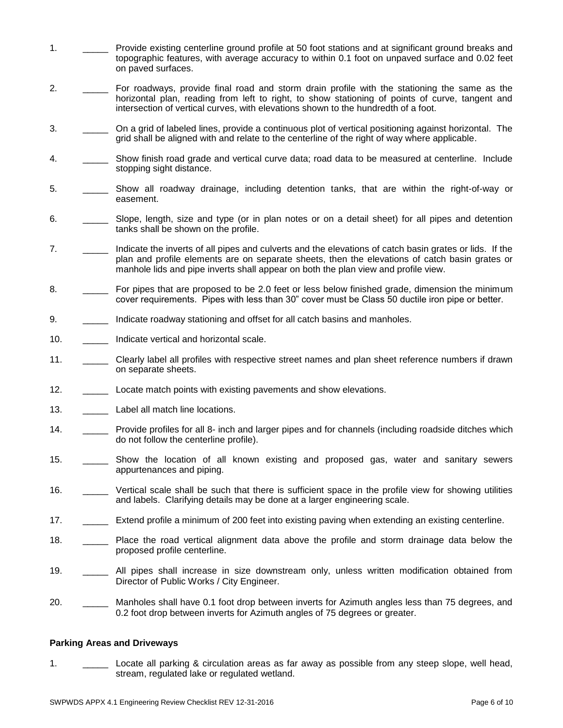1. _____ Provide existing centerline ground profile at 50 foot stations and at significant ground breaks and topographic features, with average accuracy to within 0.1 foot on unpaved surface and 0.02 feet on paved surfaces.

2. _____ For roadways, provide final road and storm drain profile with the stationing the same as the horizontal plan, reading from left to right, to show stationing of points of curve, tangent and intersection of vertical curves, with elevations shown to the hundredth of a foot.

3. _____ On a grid of labeled lines, provide a continuous plot of vertical positioning against horizontal. The grid shall be aligned with and relate to the centerline of the right of way where applicable.

4. _____ Show finish road grade and vertical curve data; road data to be measured at centerline. Include stopping sight distance.

5. _____ Show all roadway drainage, including detention tanks, that are within the right-of-way or easement.

6. _____ Slope, length, size and type (or in plan notes or on a detail sheet) for all pipes and detention tanks shall be shown on the profile.

7. _____ Indicate the inverts of all pipes and culverts and the elevations of catch basin grates or lids. If the plan and profile elements are on separate sheets, then the elevations of catch basin grates or manhole lids and pipe inverts shall appear on both the plan view and profile view.

8. _____ For pipes that are proposed to be 2.0 feet or less below finished grade, dimension the minimum cover requirements. Pipes with less than 30" cover must be Class 50 ductile iron pipe or better.

9. _____ Indicate roadway stationing and offset for all catch basins and manholes.

10. _____ Indicate vertical and horizontal scale.

11. _____ Clearly label all profiles with respective street names and plan sheet reference numbers if drawn on separate sheets.

12. _____ Locate match points with existing pavements and show elevations.

13. _____ Label all match line locations.

14. _____ Provide profiles for all 8- inch and larger pipes and for channels (including roadside ditches which do not follow the centerline profile).

15. _____ Show the location of all known existing and proposed gas, water and sanitary sewers appurtenances and piping.

16. _____ Vertical scale shall be such that there is sufficient space in the profile view for showing utilities and labels. Clarifying details may be done at a larger engineering scale.

17. _____ Extend profile a minimum of 200 feet into existing paving when extending an existing centerline.

18. _____ Place the road vertical alignment data above the profile and storm drainage data below the proposed profile centerline.

19. _____ All pipes shall increase in size downstream only, unless written modification obtained from Director of Public Works / City Engineer.

20. _____ Manholes shall have 0.1 foot drop between inverts for Azimuth angles less than 75 degrees, and 0.2 foot drop between inverts for Azimuth angles of 75 degrees or greater.

**Parking Areas and Driveways**

1. _____ Locate all parking & circulation areas as far away as possible from any steep slope, well head, stream, regulated lake or regulated wetland.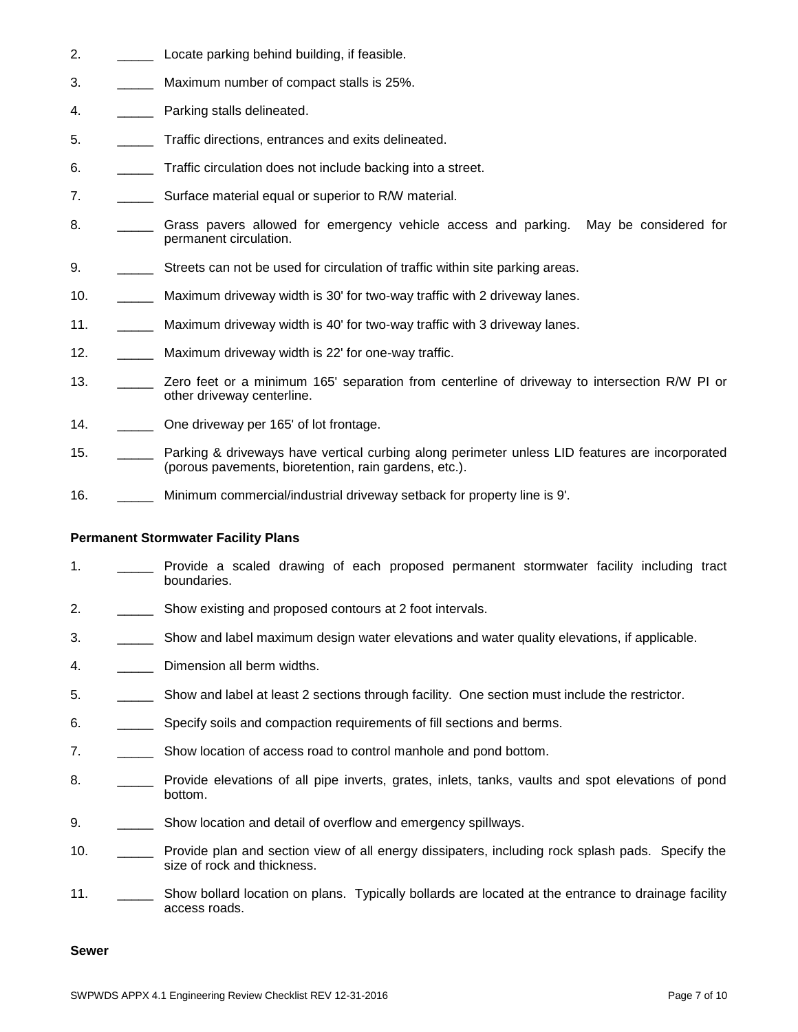2. _____ Locate parking behind building, if feasible.

3. _____ Maximum number of compact stalls is 25%.

4. _____ Parking stalls delineated.

5. _____ Traffic directions, entrances and exits delineated.

6. _____ Traffic circulation does not include backing into a street.

7. _____ Surface material equal or superior to R/W material.

8. _____ Grass pavers allowed for emergency vehicle access and parking. May be considered for permanent circulation.

9. _____ Streets can not be used for circulation of traffic within site parking areas.

10. _____ Maximum driveway width is 30' for two-way traffic with 2 driveway lanes.

11. _____ Maximum driveway width is 40' for two-way traffic with 3 driveway lanes.

12. _____ Maximum driveway width is 22' for one-way traffic.

13. _____ Zero feet or a minimum 165' separation from centerline of driveway to intersection R/W PI or other driveway centerline.

14. _____ One driveway per 165' of lot frontage.

15. _____ Parking & driveways have vertical curbing along perimeter unless LID features are incorporated (porous pavements, bioretention, rain gardens, etc.).

16. _____ Minimum commercial/industrial driveway setback for property line is 9'.

**Permanent Stormwater Facility Plans**

1. _____ Provide a scaled drawing of each proposed permanent stormwater facility including tract boundaries.

2. _____ Show existing and proposed contours at 2 foot intervals.

3. _____ Show and label maximum design water elevations and water quality elevations, if applicable.

4. _____ Dimension all berm widths.

5. _____ Show and label at least 2 sections through facility. One section must include the restrictor.

6. _____ Specify soils and compaction requirements of fill sections and berms.

7. _____ Show location of access road to control manhole and pond bottom.

8. _____ Provide elevations of all pipe inverts, grates, inlets, tanks, vaults and spot elevations of pond bottom.

9. _____ Show location and detail of overflow and emergency spillways.

10. _____ Provide plan and section view of all energy dissipaters, including rock splash pads. Specify the size of rock and thickness.

11. _____ Show bollard location on plans. Typically bollards are located at the entrance to drainage facility access roads.

**Sewer**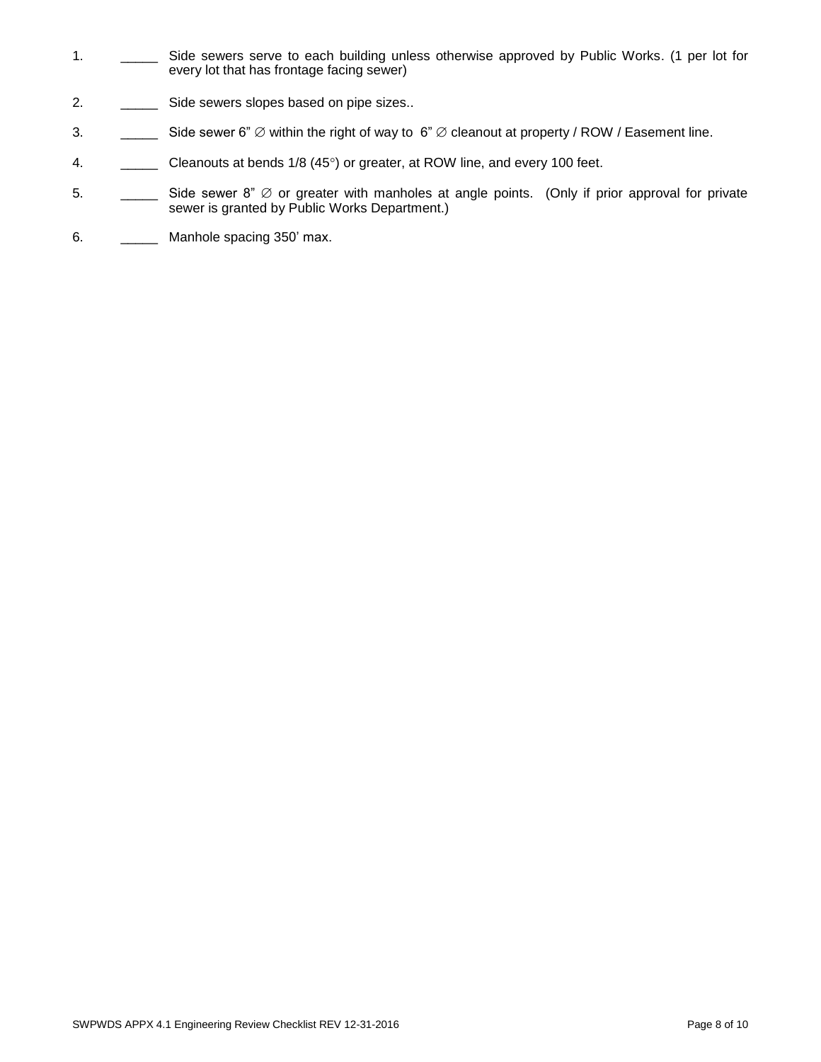1. _____ Side sewers serve to each building unless otherwise approved by Public Works. (1 per lot for every lot that has frontage facing sewer)

2. _____ Side sewers slopes based on pipe sizes..

3. _____ Side sewer 6" ∅ within the right of way to 6" ∅ cleanout at property / ROW / Easement line.

4. _____ Cleanouts at bends 1/8 (45°) or greater, at ROW line, and every 100 feet.

5. _____ Side sewer 8" ∅ or greater with manholes at angle points. (Only if prior approval for private sewer is granted by Public Works Department.)

6. _____ Manhole spacing 350' max.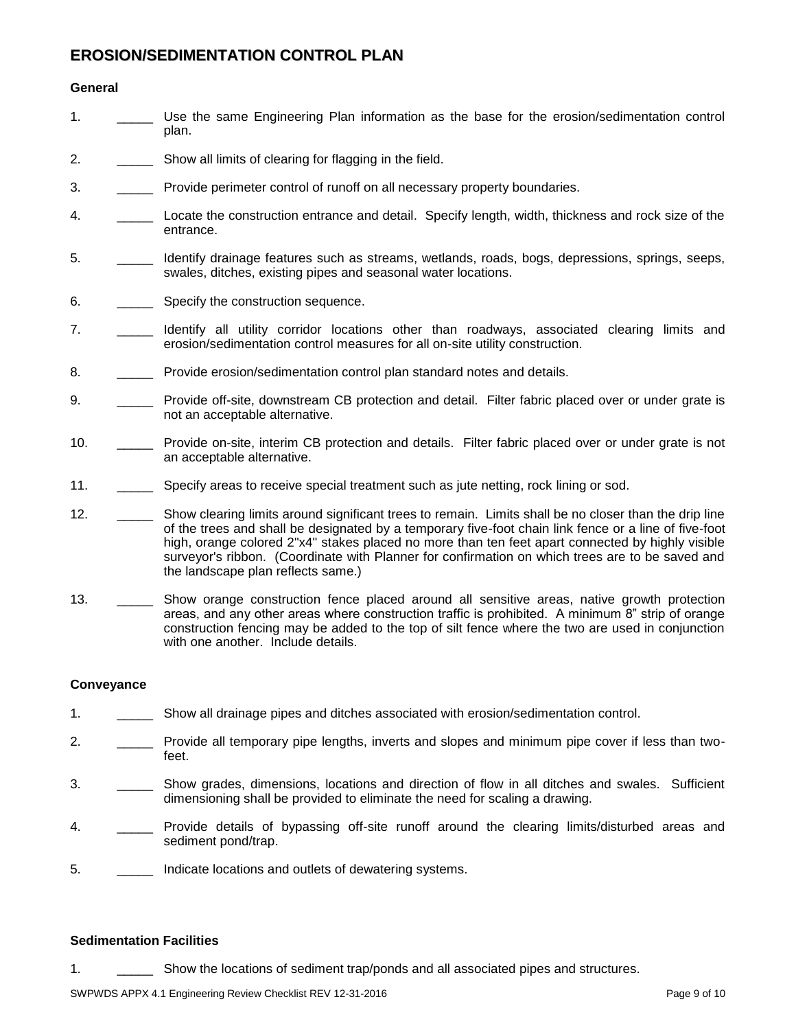## EROSION/SEDIMENTATION CONTROL PLAN

### General

1. _____ Use the same Engineering Plan information as the base for the erosion/sedimentation control plan.
2. _____ Show all limits of clearing for flagging in the field.
3. _____ Provide perimeter control of runoff on all necessary property boundaries.
4. _____ Locate the construction entrance and detail. Specify length, width, thickness and rock size of the entrance.
5. _____ Identify drainage features such as streams, wetlands, roads, bogs, depressions, springs, seeps, swales, ditches, existing pipes and seasonal water locations.
6. _____ Specify the construction sequence.
7. _____ Identify all utility corridor locations other than roadways, associated clearing limits and erosion/sedimentation control measures for all on-site utility construction.
8. _____ Provide erosion/sedimentation control plan standard notes and details.
9. _____ Provide off-site, downstream CB protection and detail. Filter fabric placed over or under grate is not an acceptable alternative.
10. _____ Provide on-site, interim CB protection and details. Filter fabric placed over or under grate is not an acceptable alternative.
11. _____ Specify areas to receive special treatment such as jute netting, rock lining or sod.
12. _____ Show clearing limits around significant trees to remain. Limits shall be no closer than the drip line of the trees and shall be designated by a temporary five-foot chain link fence or a line of five-foot high, orange colored 2"x4" stakes placed no more than ten feet apart connected by highly visible surveyor's ribbon. (Coordinate with Planner for confirmation on which trees are to be saved and the landscape plan reflects same.)
13. _____ Show orange construction fence placed around all sensitive areas, native growth protection areas, and any other areas where construction traffic is prohibited. A minimum 8" strip of orange construction fencing may be added to the top of silt fence where the two are used in conjunction with one another. Include details.

### Conveyance

1. _____ Show all drainage pipes and ditches associated with erosion/sedimentation control.
2. _____ Provide all temporary pipe lengths, inverts and slopes and minimum pipe cover if less than two-feet.
3. _____ Show grades, dimensions, locations and direction of flow in all ditches and swales. Sufficient dimensioning shall be provided to eliminate the need for scaling a drawing.
4. _____ Provide details of bypassing off-site runoff around the clearing limits/disturbed areas and sediment pond/trap.
5. _____ Indicate locations and outlets of dewatering systems.

### Sedimentation Facilities

1. _____ Show the locations of sediment trap/ponds and all associated pipes and structures.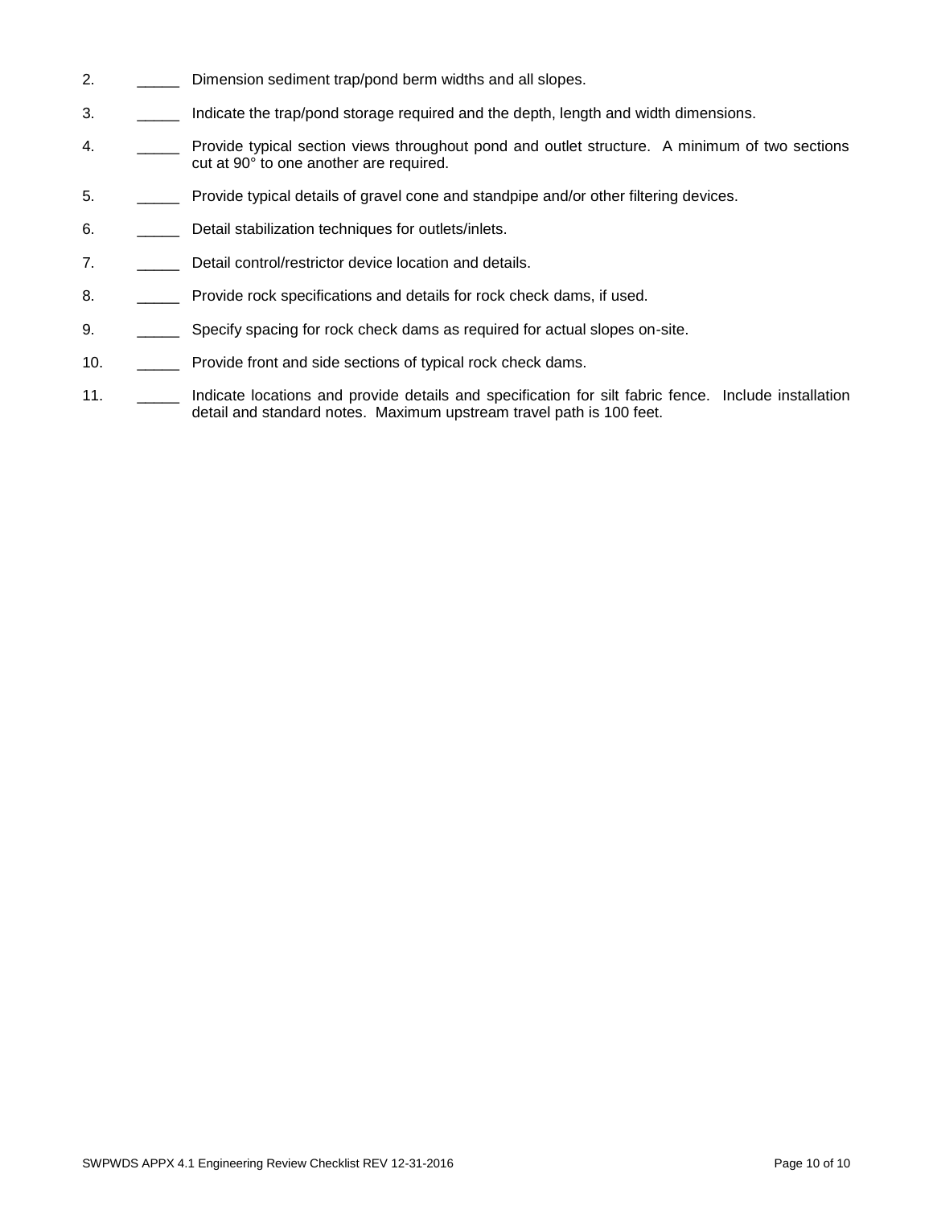2. _____ Dimension sediment trap/pond berm widths and all slopes.

3. _____ Indicate the trap/pond storage required and the depth, length and width dimensions.

4. _____ Provide typical section views throughout pond and outlet structure. A minimum of two sections cut at 90° to one another are required.

5. _____ Provide typical details of gravel cone and standpipe and/or other filtering devices.

6. _____ Detail stabilization techniques for outlets/inlets.

7. _____ Detail control/restrictor device location and details.

8. _____ Provide rock specifications and details for rock check dams, if used.

9. _____ Specify spacing for rock check dams as required for actual slopes on-site.

10. _____ Provide front and side sections of typical rock check dams.

11. _____ Indicate locations and provide details and specification for silt fabric fence. Include installation detail and standard notes. Maximum upstream travel path is 100 feet.